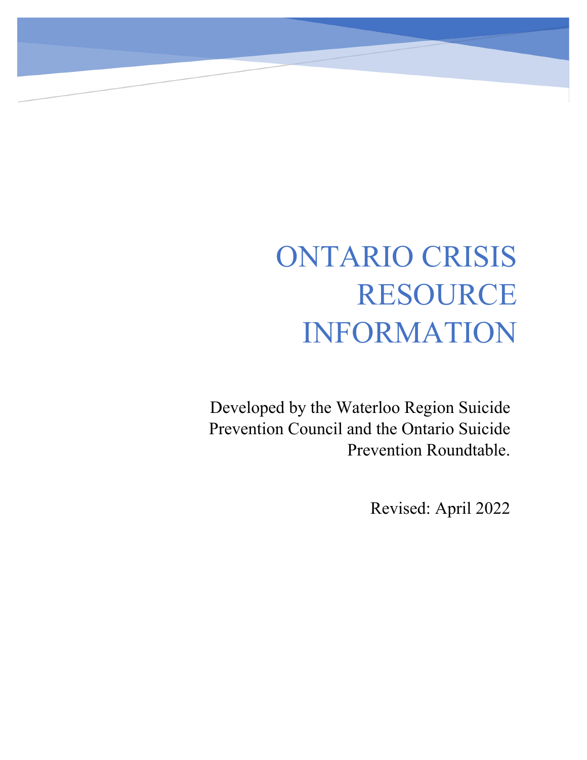# ONTARIO CRISIS RESOURCE INFORMATION

Developed by the Waterloo Region Suicide Prevention Council and the Ontario Suicide Prevention Roundtable.

Revised: April 2022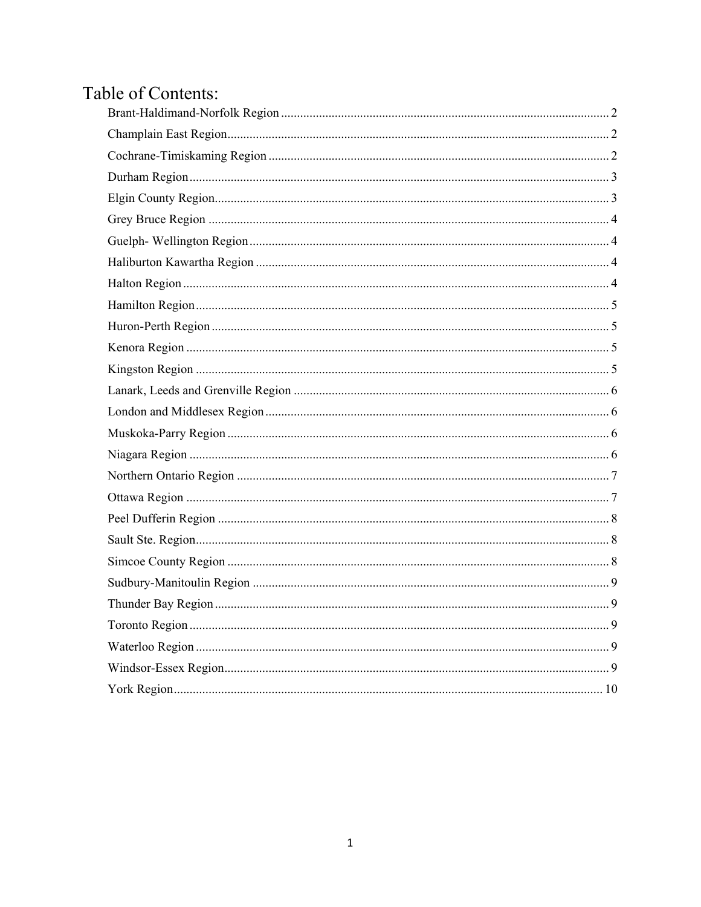# Table of Contents:

- Brant-Haldimand-Norfolk Region ... 2
- Champlain East Region ... 2
- Cochrane-Timiskaming Region ... 2
- Durham Region ... 3
- Elgin County Region ... 3
- Grey Bruce Region ... 4
- Guelph- Wellington Region ... 4
- Haliburton Kawartha Region ... 4
- Halton Region ... 4
- Hamilton Region ... 5
- Huron-Perth Region ... 5
- Kenora Region ... 5
- Kingston Region ... 5
- Lanark, Leeds and Grenville Region ... 6
- London and Middlesex Region ... 6
- Muskoka-Parry Region ... 6
- Niagara Region ... 6
- Northern Ontario Region ... 7
- Ottawa Region ... 7
- Peel Dufferin Region ... 8
- Sault Ste. Region ... 8
- Simcoe County Region ... 8
- Sudbury-Manitoulin Region ... 9
- Thunder Bay Region ... 9
- Toronto Region ... 9
- Waterloo Region ... 9
- Windsor-Essex Region ... 9
- York Region ... 10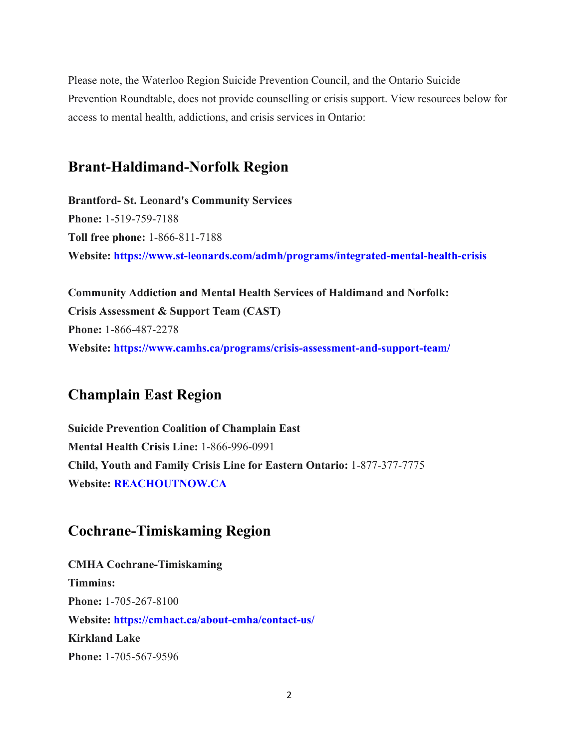Please note, the Waterloo Region Suicide Prevention Council, and the Ontario Suicide Prevention Roundtable, does not provide counselling or crisis support. View resources below for access to mental health, addictions, and crisis services in Ontario:

## Brant-Haldimand-Norfolk Region

**Brantford- St. Leonard's Community Services**
**Phone:** 1-519-759-7188
**Toll free phone:** 1-866-811-7188
**Website: https://www.st-leonards.com/admh/programs/integrated-mental-health-crisis**

**Community Addiction and Mental Health Services of Haldimand and Norfolk: Crisis Assessment & Support Team (CAST)**
**Phone:** 1-866-487-2278
**Website: https://www.camhs.ca/programs/crisis-assessment-and-support-team/**

## Champlain East Region

**Suicide Prevention Coalition of Champlain East**
**Mental Health Crisis Line:** 1-866-996-0991
**Child, Youth and Family Crisis Line for Eastern Ontario:** 1-877-377-7775
**Website: REACHOUTNOW.CA**

## Cochrane-Timiskaming Region

**CMHA Cochrane-Timiskaming**
**Timmins:**
**Phone:** 1-705-267-8100
**Website: https://cmhact.ca/about-cmha/contact-us/**
**Kirkland Lake**
**Phone:** 1-705-567-9596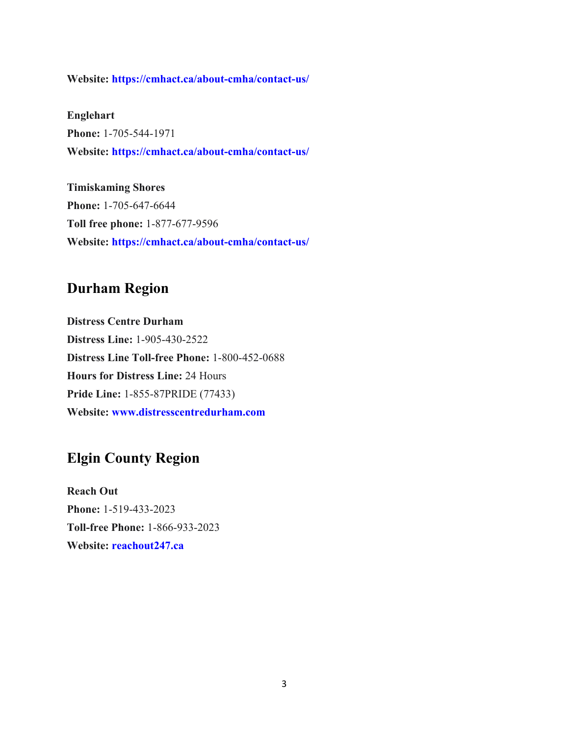**Website:** **https://cmhact.ca/about-cmha/contact-us/**

**Englehart**
**Phone:** 1-705-544-1971
**Website:** **https://cmhact.ca/about-cmha/contact-us/**

**Timiskaming Shores**
**Phone:** 1-705-647-6644
**Toll free phone:** 1-877-677-9596
**Website:** **https://cmhact.ca/about-cmha/contact-us/**

## Durham Region

**Distress Centre Durham**
**Distress Line:** 1-905-430-2522
**Distress Line Toll-free Phone:** 1-800-452-0688
**Hours for Distress Line:** 24 Hours
**Pride Line:** 1-855-87PRIDE (77433)
**Website:** **www.distresscentredurham.com**

## Elgin County Region

**Reach Out**
**Phone:** 1-519-433-2023
**Toll-free Phone:** 1-866-933-2023
**Website:** **reachout247.ca**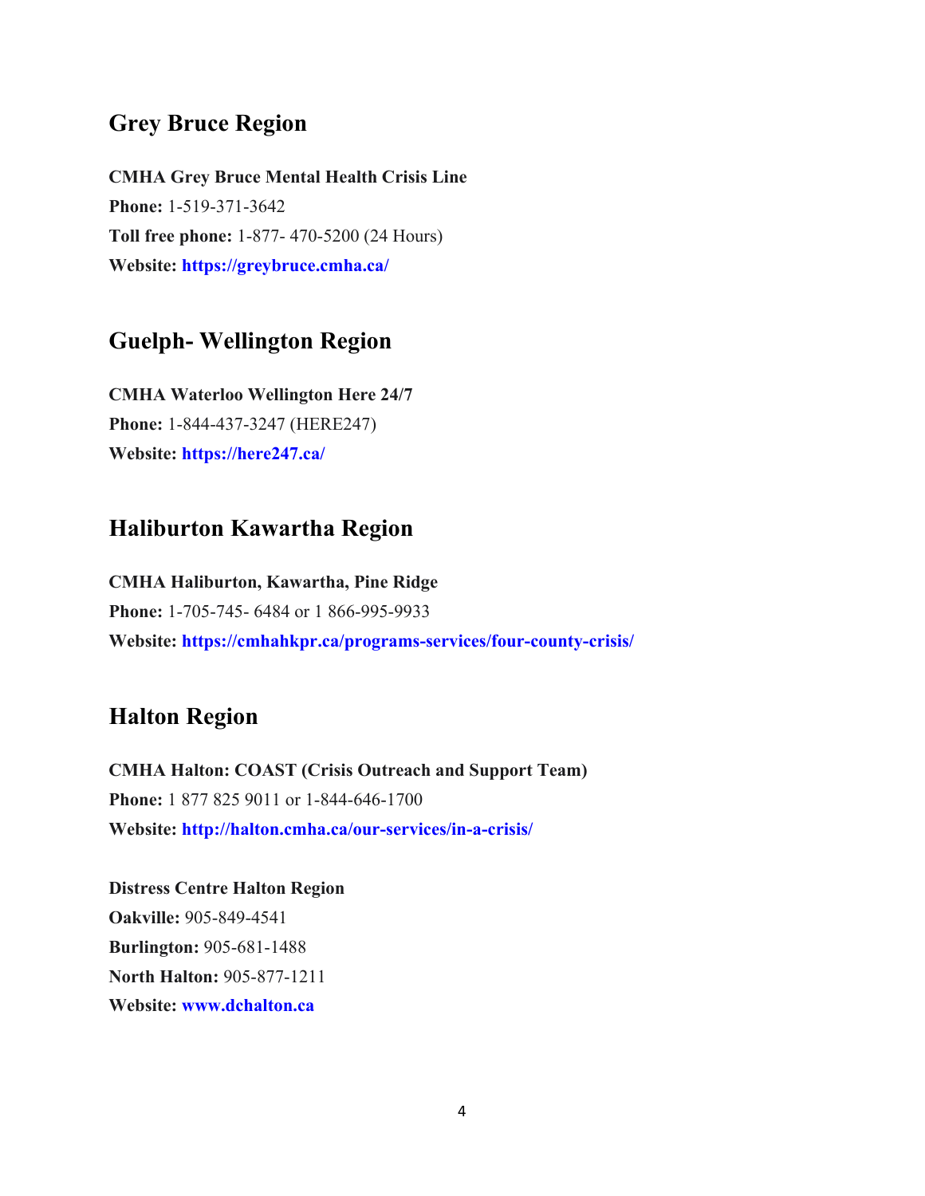## Grey Bruce Region

**CMHA Grey Bruce Mental Health Crisis Line**
**Phone:** 1-519-371-3642
**Toll free phone:** 1-877- 470-5200 (24 Hours)
**Website:** **https://greybruce.cmha.ca/**

## Guelph- Wellington Region

**CMHA Waterloo Wellington Here 24/7**
**Phone:** 1-844-437-3247 (HERE247)
**Website:** **https://here247.ca/**

## Haliburton Kawartha Region

**CMHA Haliburton, Kawartha, Pine Ridge**
**Phone:** 1-705-745- 6484 or 1 866-995-9933
**Website:** **https://cmhahkpr.ca/programs-services/four-county-crisis/**

## Halton Region

**CMHA Halton: COAST (Crisis Outreach and Support Team)**
**Phone:** 1 877 825 9011 or 1-844-646-1700
**Website:** **http://halton.cmha.ca/our-services/in-a-crisis/**

**Distress Centre Halton Region**
**Oakville:** 905-849-4541
**Burlington:** 905-681-1488
**North Halton:** 905-877-1211
**Website:** **www.dchalton.ca**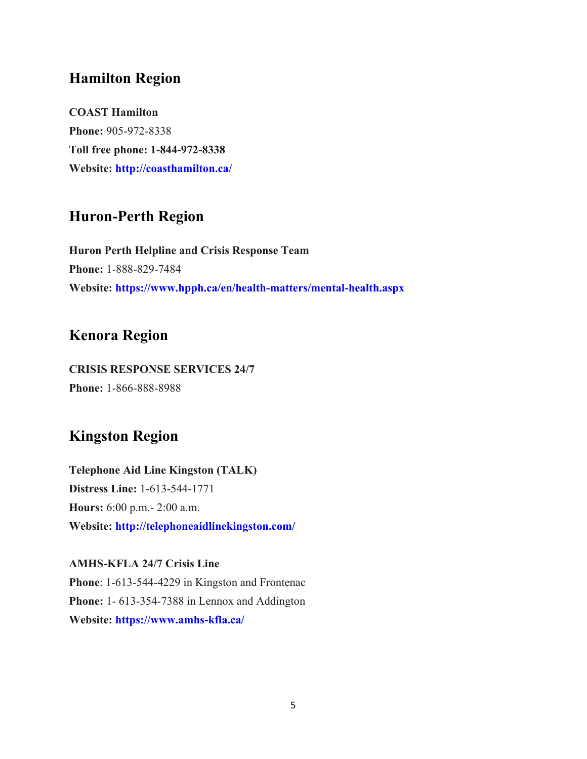## Hamilton Region

**COAST Hamilton**
**Phone:** 905-972-8338
**Toll free phone: 1-844-972-8338**
**Website: http://coasthamilton.ca/**

## Huron-Perth Region

**Huron Perth Helpline and Crisis Response Team**
**Phone:** 1-888-829-7484
**Website: https://www.hpph.ca/en/health-matters/mental-health.aspx**

## Kenora Region

**CRISIS RESPONSE SERVICES 24/7**
**Phone:** 1-866-888-8988

## Kingston Region

**Telephone Aid Line Kingston (TALK)**
**Distress Line:** 1-613-544-1771
**Hours:** 6:00 p.m.- 2:00 a.m.
**Website: http://telephoneaidlinekingston.com/**

**AMHS-KFLA 24/7 Crisis Line**
**Phone**: 1-613-544-4229 in Kingston and Frontenac
**Phone:** 1- 613-354-7388 in Lennox and Addington
**Website: https://www.amhs-kfla.ca/**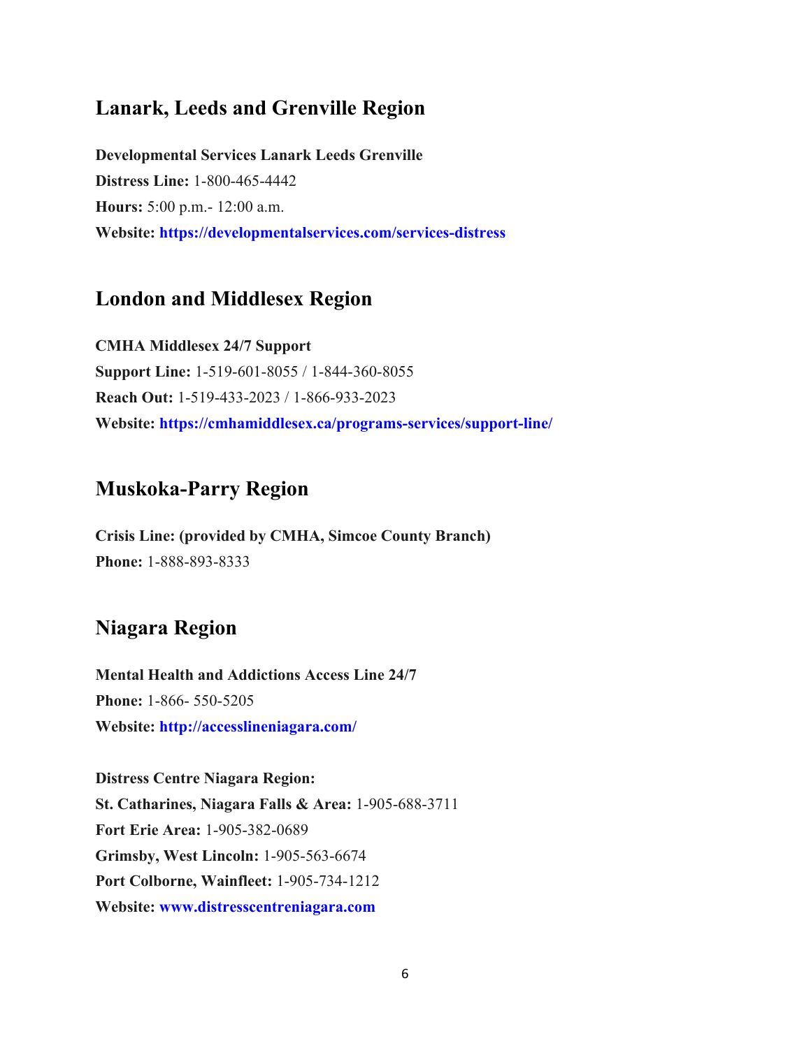## Lanark, Leeds and Grenville Region

**Developmental Services Lanark Leeds Grenville**
**Distress Line:** 1-800-465-4442
**Hours:** 5:00 p.m.- 12:00 a.m.
**Website: https://developmentalservices.com/services-distress**

## London and Middlesex Region

**CMHA Middlesex 24/7 Support**
**Support Line:** 1-519-601-8055 / 1-844-360-8055
**Reach Out:** 1-519-433-2023 / 1-866-933-2023
**Website: https://cmhamiddlesex.ca/programs-services/support-line/**

## Muskoka-Parry Region

**Crisis Line: (provided by CMHA, Simcoe County Branch)**
**Phone:** 1-888-893-8333

## Niagara Region

**Mental Health and Addictions Access Line 24/7**
**Phone:** 1-866- 550-5205
**Website: http://accesslineniagara.com/**

**Distress Centre Niagara Region:**
**St. Catharines, Niagara Falls & Area:** 1-905-688-3711
**Fort Erie Area:** 1-905-382-0689
**Grimsby, West Lincoln:** 1-905-563-6674
**Port Colborne, Wainfleet:** 1-905-734-1212
**Website: www.distresscentreniagara.com**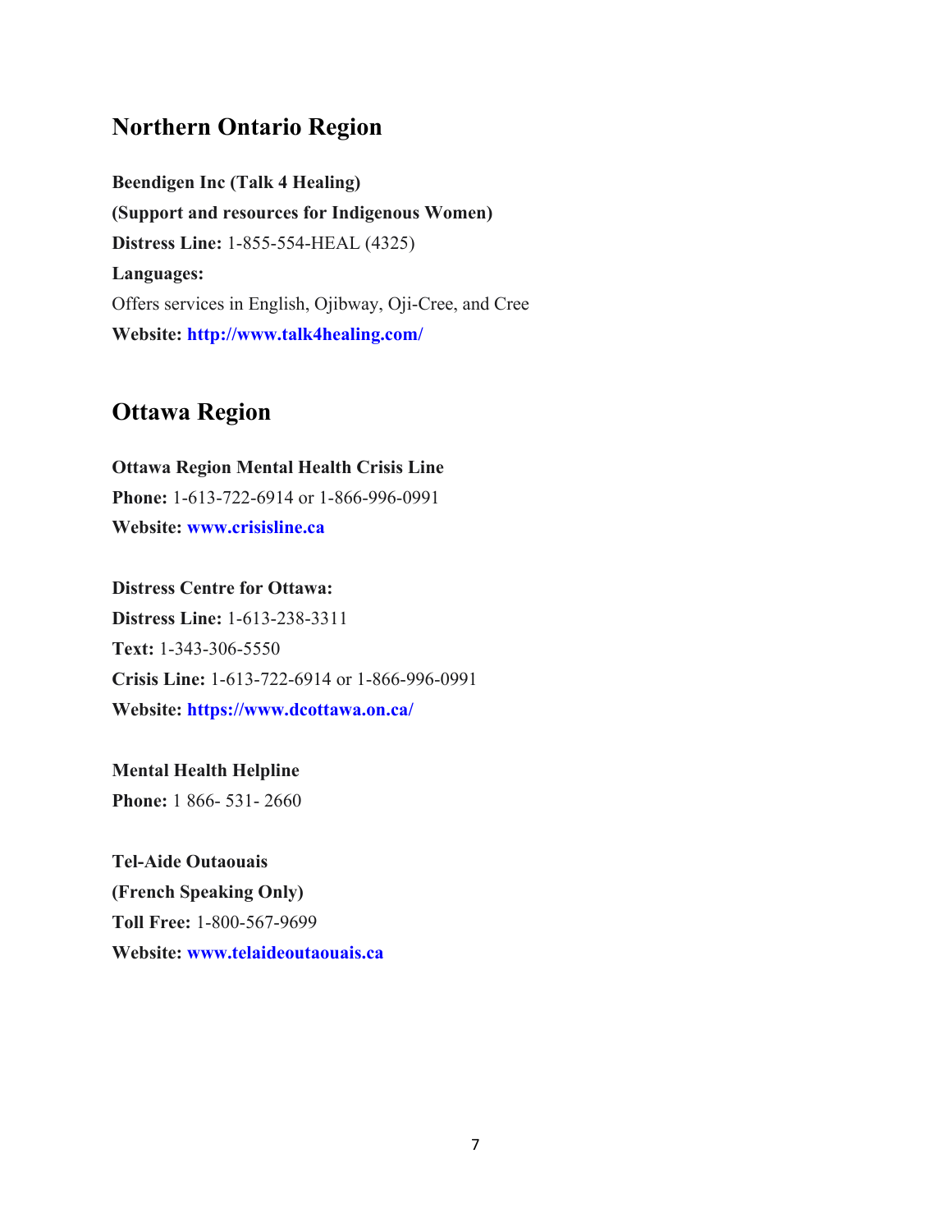## Northern Ontario Region

**Beendigen Inc (Talk 4 Healing)**
**(Support and resources for Indigenous Women)**
**Distress Line:** 1-855-554-HEAL (4325)
**Languages:**
Offers services in English, Ojibway, Oji-Cree, and Cree
**Website:** **http://www.talk4healing.com/**

## Ottawa Region

**Ottawa Region Mental Health Crisis Line**
**Phone:** 1-613-722-6914 or 1-866-996-0991
**Website:** **www.crisisline.ca**

**Distress Centre for Ottawa:**
**Distress Line:** 1-613-238-3311
**Text:** 1-343-306-5550
**Crisis Line:** 1-613-722-6914 or 1-866-996-0991
**Website:** **https://www.dcottawa.on.ca/**

**Mental Health Helpline**
**Phone:** 1 866- 531- 2660

**Tel-Aide Outaouais**
**(French Speaking Only)**
**Toll Free:** 1-800-567-9699
**Website:** **www.telaideoutaouais.ca**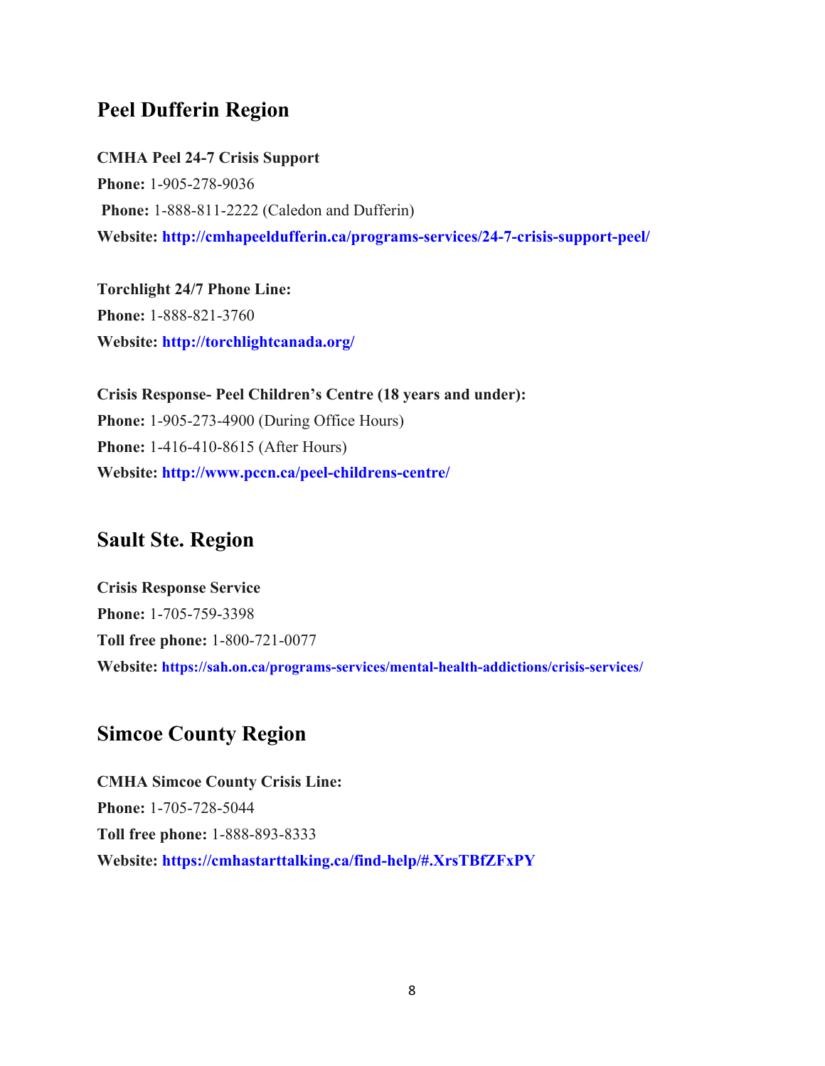## Peel Dufferin Region

**CMHA Peel 24-7 Crisis Support**
**Phone:** 1-905-278-9036
**Phone:** 1-888-811-2222 (Caledon and Dufferin)
**Website:** **http://cmhapeeldufferin.ca/programs-services/24-7-crisis-support-peel/**

**Torchlight 24/7 Phone Line:**
**Phone:** 1-888-821-3760
**Website:** **http://torchlightcanada.org/**

**Crisis Response- Peel Children's Centre (18 years and under):**
**Phone:** 1-905-273-4900 (During Office Hours)
**Phone:** 1-416-410-8615 (After Hours)
**Website:** **http://www.pccn.ca/peel-childrens-centre/**

## Sault Ste. Region

**Crisis Response Service**
**Phone:** 1-705-759-3398
**Toll free phone:** 1-800-721-0077
**Website:** **https://sah.on.ca/programs-services/mental-health-addictions/crisis-services/**

## Simcoe County Region

**CMHA Simcoe County Crisis Line:**
**Phone:** 1-705-728-5044
**Toll free phone:** 1-888-893-8333
**Website:** **https://cmhastarttalking.ca/find-help/#.XrsTBfZFxPY**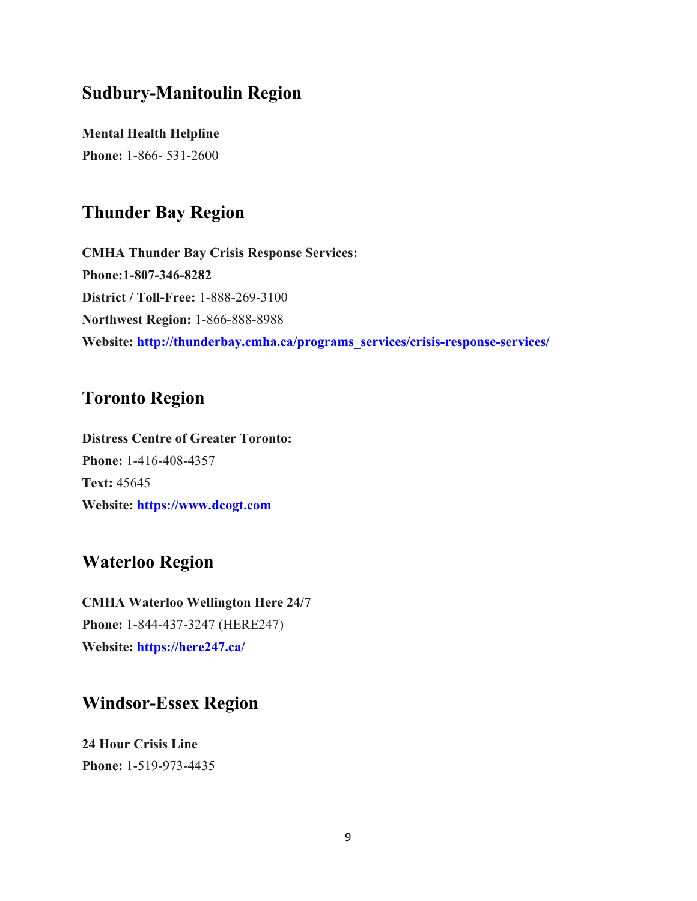## Sudbury-Manitoulin Region

**Mental Health Helpline**
**Phone:** 1-866- 531-2600

## Thunder Bay Region

**CMHA Thunder Bay Crisis Response Services:**
**Phone:1-807-346-8282**
**District / Toll-Free:** 1-888-269-3100
**Northwest Region:** 1-866-888-8988
**Website: http://thunderbay.cmha.ca/programs_services/crisis-response-services/**

## Toronto Region

**Distress Centre of Greater Toronto:**
**Phone:** 1-416-408-4357
**Text:** 45645
**Website: https://www.dcogt.com**

## Waterloo Region

**CMHA Waterloo Wellington Here 24/7**
**Phone:** 1-844-437-3247 (HERE247)
**Website: https://here247.ca/**

## Windsor-Essex Region

**24 Hour Crisis Line**
**Phone:** 1-519-973-4435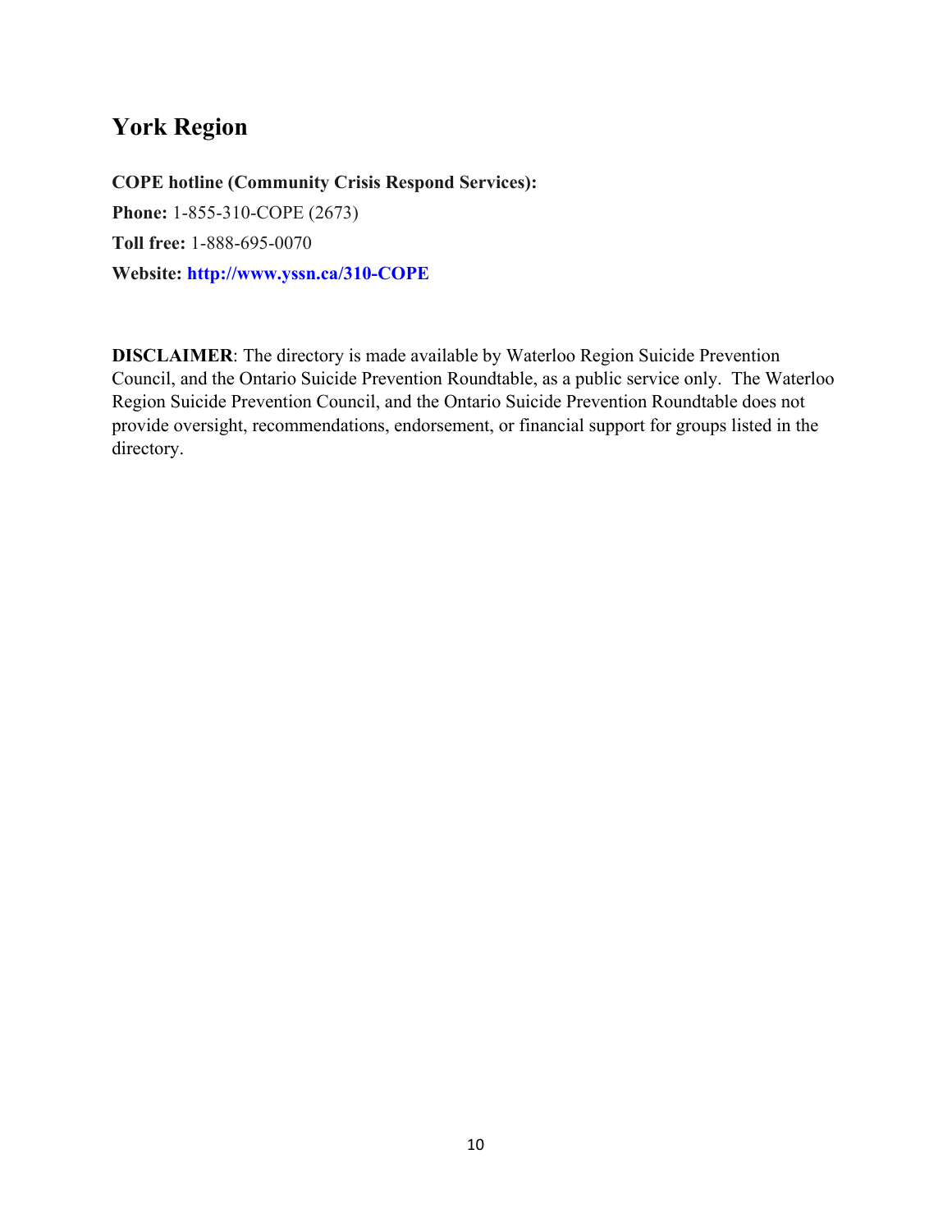## York Region

**COPE hotline (Community Crisis Respond Services):**

**Phone:** 1-855-310-COPE (2673)

**Toll free:** 1-888-695-0070

**Website:** **http://www.yssn.ca/310-COPE**

**DISCLAIMER**: The directory is made available by Waterloo Region Suicide Prevention Council, and the Ontario Suicide Prevention Roundtable, as a public service only. The Waterloo Region Suicide Prevention Council, and the Ontario Suicide Prevention Roundtable does not provide oversight, recommendations, endorsement, or financial support for groups listed in the directory.